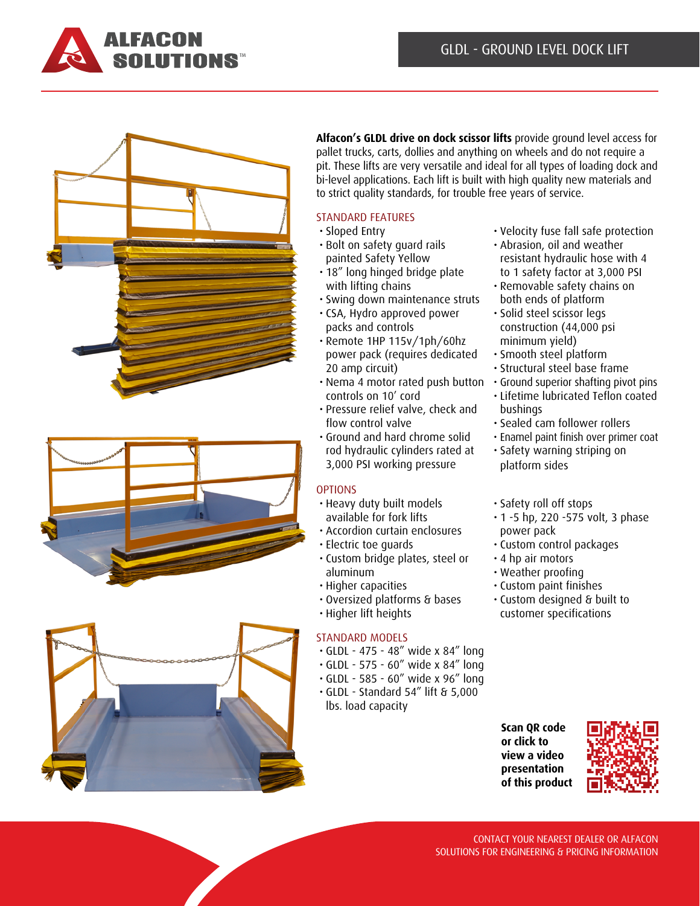# GLDL - GROUND LEVEL DOCK LIFT

**Alfacon's GLDL drive on dock scissor lifts** provide ground level access for pallet trucks, carts, dollies and anything on wheels and do not require a pit. These lifts are very versatile and ideal for all types of loading dock and bi-level applications. Each lift is built with high quality new materials and to strict quality standards, for trouble free years of service.

## STANDARD FEATURES

- Sloped Entry
- Bolt on safety guard rails painted Safety Yellow
- 18" long hinged bridge plate with lifting chains
- Swing down maintenance struts
- CSA, Hydro approved power packs and controls
- Remote 1HP 115v/1ph/60hz power pack (requires dedicated 20 amp circuit)
- Nema 4 motor rated push button controls on 10' cord
- Pressure relief valve, check and flow control valve
- Ground and hard chrome solid rod hydraulic cylinders rated at 3,000 PSI working pressure
- Velocity fuse fall safe protection
- Abrasion, oil and weather resistant hydraulic hose with 4 to 1 safety factor at 3,000 PSI
- Removable safety chains on both ends of platform
- Solid steel scissor legs construction (44,000 psi minimum yield)
- Smooth steel platform
- Structural steel base frame
- Ground superior shafting pivot pins
- Lifetime lubricated Teflon coated bushings
- Sealed cam follower rollers
- Enamel paint finish over primer coat
- Safety warning striping on platform sides

## OPTIONS

- Heavy duty built models available for fork lifts
- Accordion curtain enclosures
- Electric toe guards
- Custom bridge plates, steel or aluminum
- Higher capacities
- Oversized platforms & bases
- Higher lift heights
- Safety roll off stops
- 1 -5 hp, 220 -575 volt, 3 phase power pack
- Custom control packages
- 4 hp air motors
- Weather proofing
- Custom paint finishes
- Custom designed & built to customer specifications

## STANDARD MODELS

- GLDL - 475 - 48" wide x 84" long
- GLDL - 575 - 60" wide x 84" long
- GLDL - 585 - 60" wide x 96" long
- GLDL - Standard 54" lift & 5,000 lbs. load capacity

**Scan QR code or click to view a video presentation of this product**

CONTACT YOUR NEAREST DEALER OR ALFACON SOLUTIONS FOR ENGINEERING & PRICING INFORMATION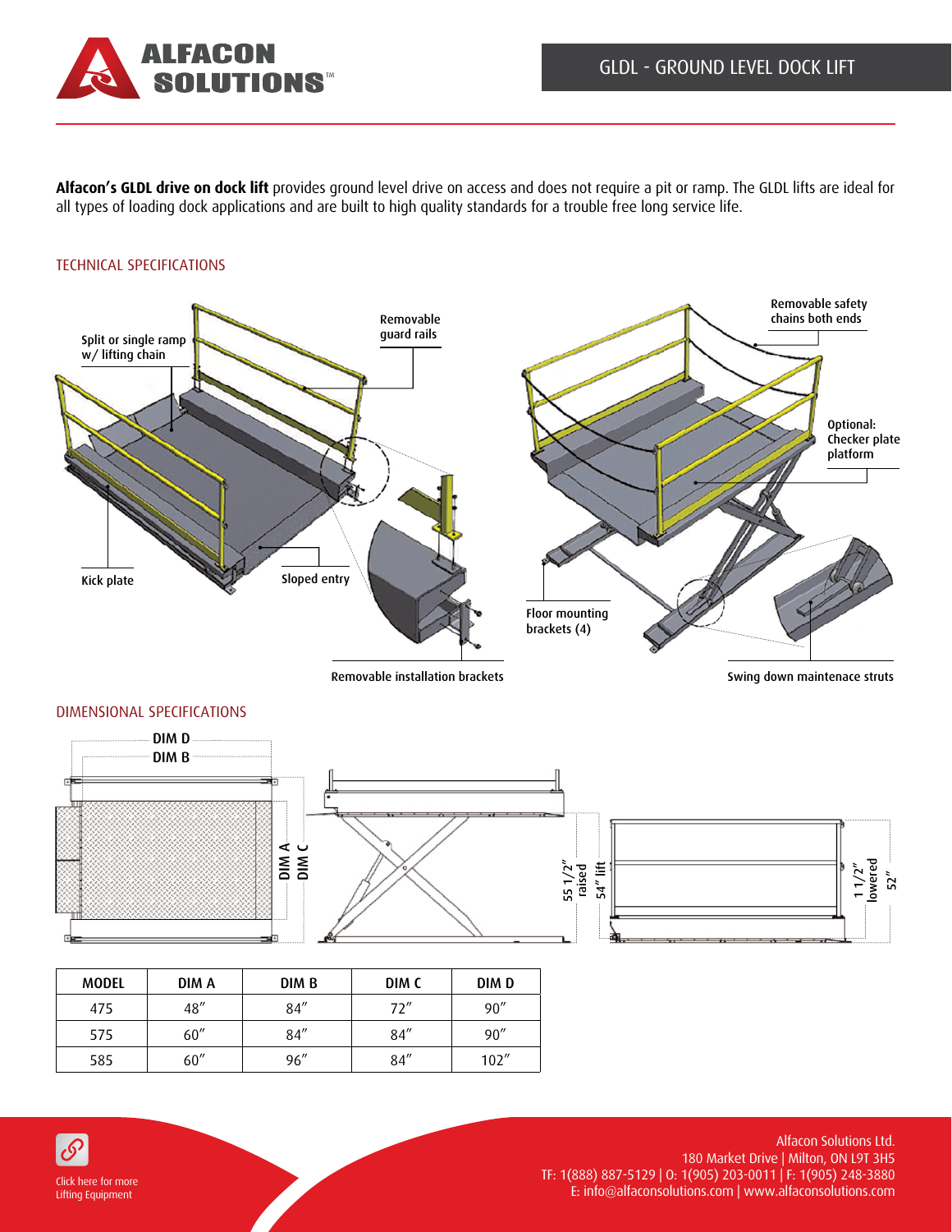# GLDL - GROUND LEVEL DOCK LIFT

**Alfacon's GLDL drive on dock lift** provides ground level drive on access and does not require a pit or ramp. The GLDL lifts are ideal for all types of loading dock applications and are built to high quality standards for a trouble free long service life.

## TECHNICAL SPECIFICATIONS

Split or single ramp w/ lifting chain

Removable guard rails

Kick plate

Sloped entry

Removable installation brackets

Removable safety chains both ends

Optional: Checker plate platform

Floor mounting brackets (4)

Swing down maintenace struts

## DIMENSIONAL SPECIFICATIONS

DIM D

DIM B

DIM A

DIM C

55 1/2" raised

54" lift

1 1/2" lowered

52"

| MODEL | DIM A | DIM B | DIM C | DIM D |
|---|---|---|---|---|
| 475 | 48" | 84" | 72" | 90" |
| 575 | 60" | 84" | 84" | 90" |
| 585 | 60" | 96" | 84" | 102" |

Click here for more Lifting Equipment

Alfacon Solutions Ltd.
180 Market Drive | Milton, ON L9T 3H5
TF: 1(888) 887-5129 | O: 1(905) 203-0011 | F: 1(905) 248-3880
E: info@alfaconsolutions.com | www.alfaconsolutions.com